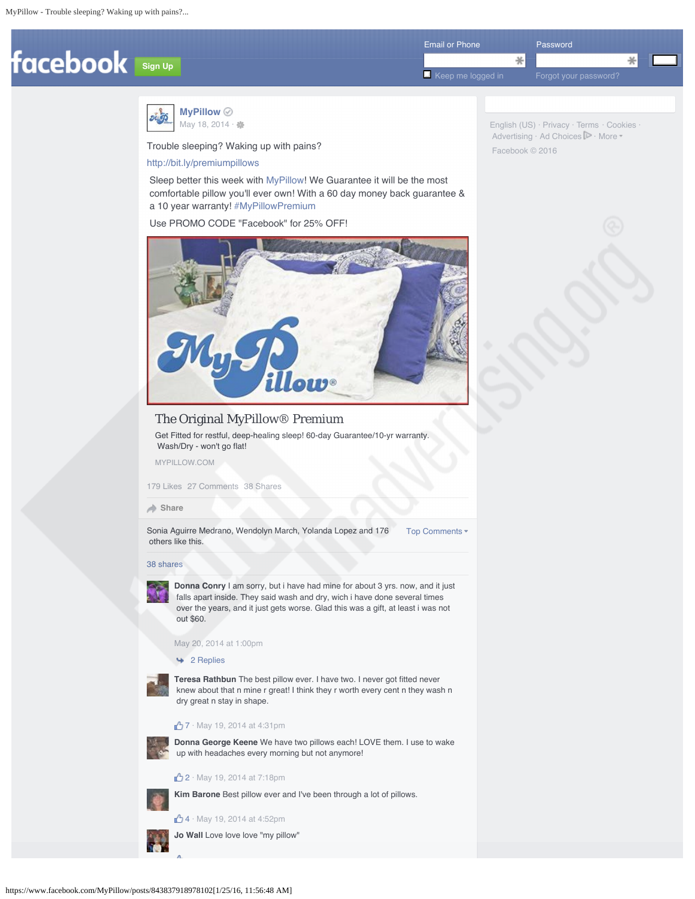facebook Sign Up

Email or Phone Password

Keep me logged in Forgot your password?

**MyPillow**
May 18, 2014

Trouble sleeping? Waking up with pains?

http://bit.ly/premiumpillows

Sleep better this week with MyPillow! We Guarantee it will be the most comfortable pillow you'll ever own! With a 60 day money back guarantee & a 10 year warranty! #MyPillowPremium

Use PROMO CODE "Facebook" for 25% OFF!

## The Original MyPillow® Premium

Get Fitted for restful, deep-healing sleep! 60-day Guarantee/10-yr warranty. Wash/Dry - won't go flat!

MYPILLOW.COM

179 Likes 27 Comments 38 Shares

Share

Sonia Aguirre Medrano, Wendolyn March, Yolanda Lopez and 176 others like this.

Top Comments

38 shares

**Donna Conry** I am sorry, but i have had mine for about 3 yrs. now, and it just falls apart inside. They said wash and dry, wich i have done several times over the years, and it just gets worse. Glad this was a gift, at least i was not out $60.

May 20, 2014 at 1:00pm

2 Replies

**Teresa Rathbun** The best pillow ever. I have two. I never got fitted never knew about that n mine r great! I think they r worth every cent n they wash n dry great n stay in shape.

7 · May 19, 2014 at 4:31pm

**Donna George Keene** We have two pillows each! LOVE them. I use to wake up with headaches every morning but not anymore!

2 · May 19, 2014 at 7:18pm

**Kim Barone** Best pillow ever and I've been through a lot of pillows.

4 · May 19, 2014 at 4:52pm

**Jo Wall** Love love love "my pillow"

English (US) · Privacy · Terms · Cookies · Advertising · Ad Choices · More

Facebook © 2016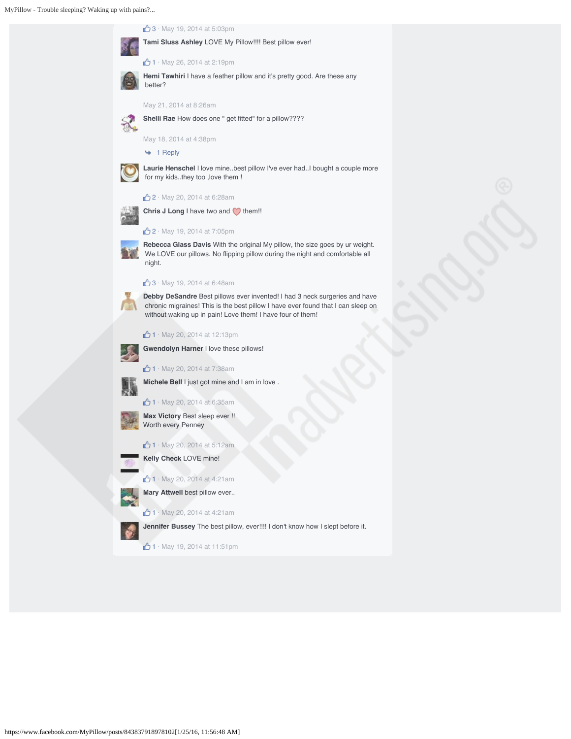3 · May 19, 2014 at 5:03pm

**Tami Sluss Ashley** LOVE My Pillow!!!! Best pillow ever!

1 · May 26, 2014 at 2:19pm

**Hemi Tawhiri** I have a feather pillow and it's pretty good. Are these any better?

May 21, 2014 at 8:26am

**Shelli Rae** How does one " get fitted" for a pillow????

May 18, 2014 at 4:38pm

1 Reply

**Laurie Henschel** I love mine..best pillow I've ever had..I bought a couple more for my kids..they too ,love them !

2 · May 20, 2014 at 6:28am

**Chris J Long** I have two and ❤ them!!

2 · May 19, 2014 at 7:05pm

**Rebecca Glass Davis** With the original My pillow, the size goes by ur weight. We LOVE our pillows. No flipping pillow during the night and comfortable all night.

3 · May 19, 2014 at 6:48am

**Debby DeSandre** Best pillows ever invented! I had 3 neck surgeries and have chronic migraines! This is the best pillow I have ever found that I can sleep on without waking up in pain! Love them! I have four of them!

1 · May 20, 2014 at 12:13pm

**Gwendolyn Harner** I love these pillows!

1 · May 20, 2014 at 7:38am

**Michele Bell** I just got mine and I am in love .

1 · May 20, 2014 at 6:35am

**Max Victory** Best sleep ever !!
Worth every Penney

1 · May 20, 2014 at 5:12am

**Kelly Check** LOVE mine!

1 · May 20, 2014 at 4:21am

**Mary Attwell** best pillow ever..

1 · May 20, 2014 at 4:21am

**Jennifer Bussey** The best pillow, ever!!!! I don't know how I slept before it.

1 · May 19, 2014 at 11:51pm